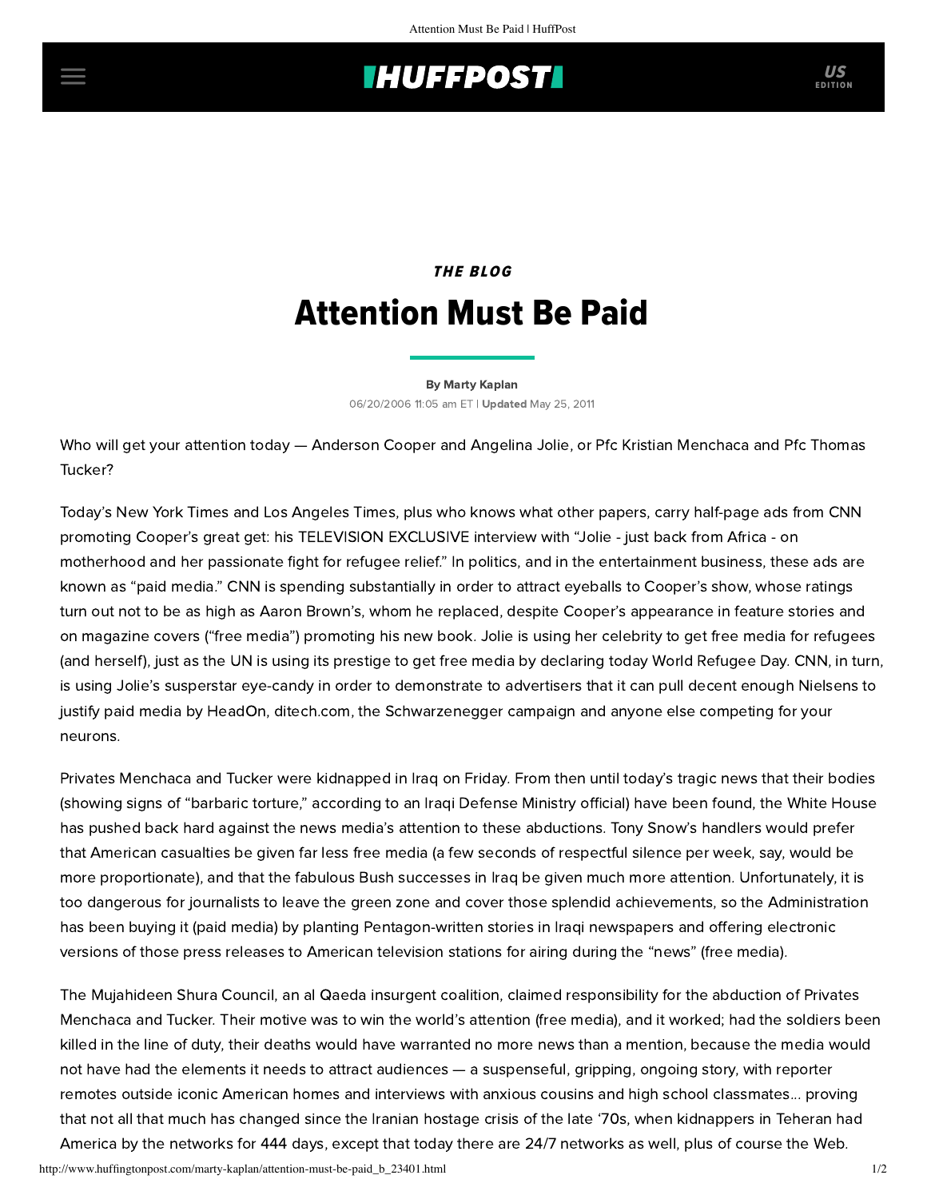*THE BLOG*

# Attention Must Be Paid

By Marty Kaplan

06/20/2006 11:05 am ET | **Updated** May 25, 2011

Who will get your attention today — Anderson Cooper and Angelina Jolie, or Pfc Kristian Menchaca and Pfc Thomas Tucker?

Today's New York Times and Los Angeles Times, plus who knows what other papers, carry half-page ads from CNN promoting Cooper's great get: his TELEVISION EXCLUSIVE interview with "Jolie - just back from Africa - on motherhood and her passionate fight for refugee relief." In politics, and in the entertainment business, these ads are known as "paid media." CNN is spending substantially in order to attract eyeballs to Cooper's show, whose ratings turn out not to be as high as Aaron Brown's, whom he replaced, despite Cooper's appearance in feature stories and on magazine covers ("free media") promoting his new book. Jolie is using her celebrity to get free media for refugees (and herself), just as the UN is using its prestige to get free media by declaring today World Refugee Day. CNN, in turn, is using Jolie's superstar eye-candy in order to demonstrate to advertisers that it can pull decent enough Nielsens to justify paid media by HeadOn, ditech.com, the Schwarzenegger campaign and anyone else competing for your neurons.

Privates Menchaca and Tucker were kidnapped in Iraq on Friday. From then until today's tragic news that their bodies (showing signs of "barbaric torture," according to an Iraqi Defense Ministry official) have been found, the White House has pushed back hard against the news media's attention to these abductions. Tony Snow's handlers would prefer that American casualties be given far less free media (a few seconds of respectful silence per week, say, would be more proportionate), and that the fabulous Bush successes in Iraq be given much more attention. Unfortunately, it is too dangerous for journalists to leave the green zone and cover those splendid achievements, so the Administration has been buying it (paid media) by planting Pentagon-written stories in Iraqi newspapers and offering electronic versions of those press releases to American television stations for airing during the "news" (free media).

The Mujahideen Shura Council, an al Qaeda insurgent coalition, claimed responsibility for the abduction of Privates Menchaca and Tucker. Their motive was to win the world's attention (free media), and it worked; had the soldiers been killed in the line of duty, their deaths would have warranted no more news than a mention, because the media would not have had the elements it needs to attract audiences — a suspenseful, gripping, ongoing story, with reporter remotes outside iconic American homes and interviews with anxious cousins and high school classmates... proving that not all that much has changed since the Iranian hostage crisis of the late '70s, when kidnappers in Teheran had America by the networks for 444 days, except that today there are 24/7 networks as well, plus of course the Web.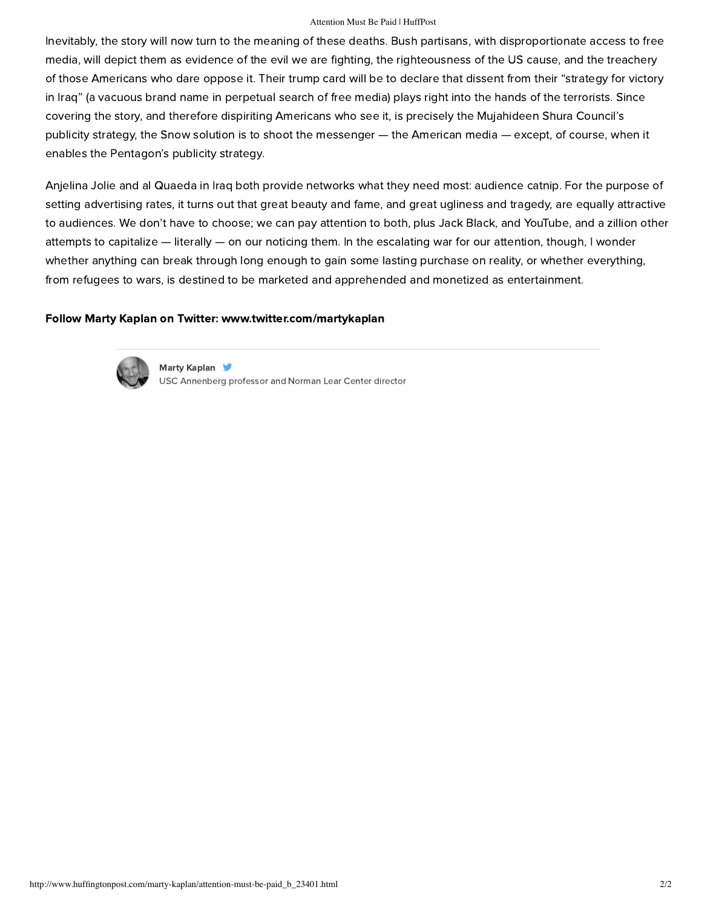Inevitably, the story will now turn to the meaning of these deaths. Bush partisans, with disproportionate access to free media, will depict them as evidence of the evil we are fighting, the righteousness of the US cause, and the treachery of those Americans who dare oppose it. Their trump card will be to declare that dissent from their "strategy for victory in Iraq" (a vacuous brand name in perpetual search of free media) plays right into the hands of the terrorists. Since covering the story, and therefore dispiriting Americans who see it, is precisely the Mujahideen Shura Council's publicity strategy, the Snow solution is to shoot the messenger — the American media — except, of course, when it enables the Pentagon's publicity strategy.

Anjelina Jolie and al Quaeda in Iraq both provide networks what they need most: audience catnip. For the purpose of setting advertising rates, it turns out that great beauty and fame, and great ugliness and tragedy, are equally attractive to audiences. We don't have to choose; we can pay attention to both, plus Jack Black, and YouTube, and a zillion other attempts to capitalize — literally — on our noticing them. In the escalating war for our attention, though, I wonder whether anything can break through long enough to gain some lasting purchase on reality, or whether everything, from refugees to wars, is destined to be marketed and apprehended and monetized as entertainment.

**Follow Marty Kaplan on Twitter: www.twitter.com/martykaplan**

**Marty Kaplan**
USC Annenberg professor and Norman Lear Center director